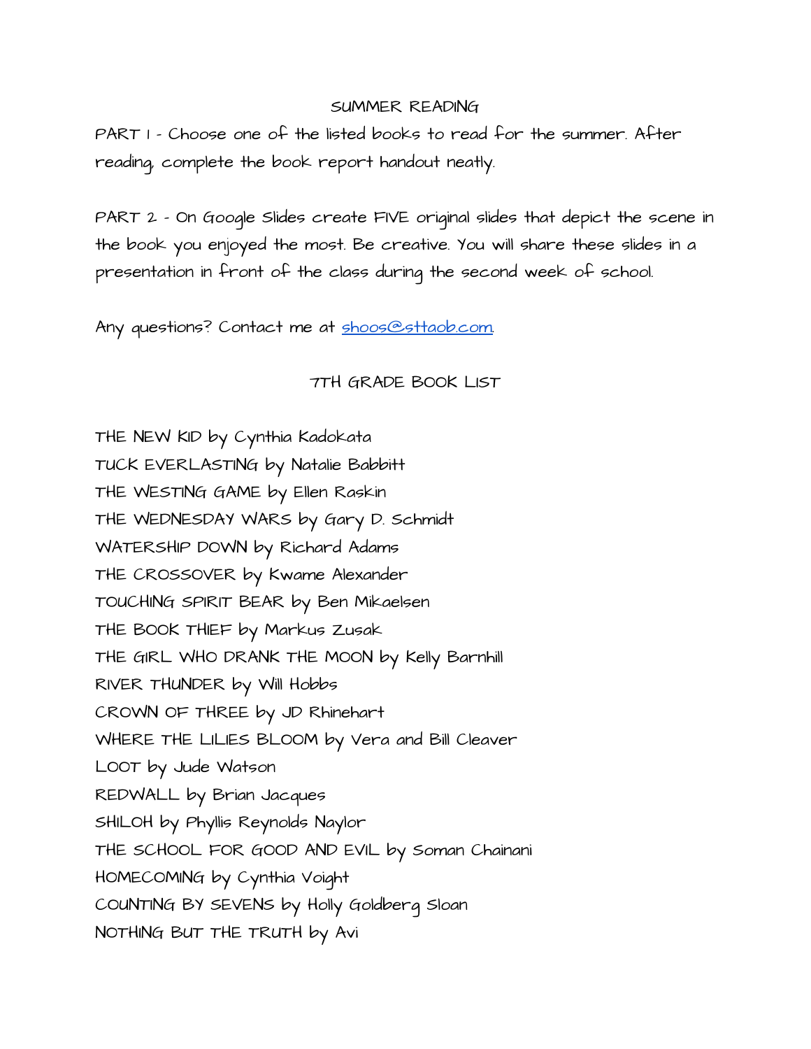# SUMMER READING

PART 1 - Choose one of the listed books to read for the summer. After reading, complete the book report handout neatly.

PART 2 - On Google Slides create FIVE original slides that depict the scene in the book you enjoyed the most. Be creative. You will share these slides in a presentation in front of the class during the second week of school.

Any questions? Contact me at shoos@sttaob.com.

## 7TH GRADE BOOK LIST

THE NEW KID by Cynthia Kadokata
TUCK EVERLASTING by Natalie Babbitt
THE WESTING GAME by Ellen Raskin
THE WEDNESDAY WARS by Gary D. Schmidt
WATERSHIP DOWN by Richard Adams
THE CROSSOVER by Kwame Alexander
TOUCHING SPIRIT BEAR by Ben Mikaelsen
THE BOOK THIEF by Markus Zusak
THE GIRL WHO DRANK THE MOON by Kelly Barnhill
RIVER THUNDER by Will Hobbs
CROWN OF THREE by JD Rhinehart
WHERE THE LILIES BLOOM by Vera and Bill Cleaver
LOOT by Jude Watson
REDWALL by Brian Jacques
SHILOH by Phyllis Reynolds Naylor
THE SCHOOL FOR GOOD AND EVIL by Soman Chainani
HOMECOMING by Cynthia Voight
COUNTING BY SEVENS by Holly Goldberg Sloan
NOTHING BUT THE TRUTH by Avi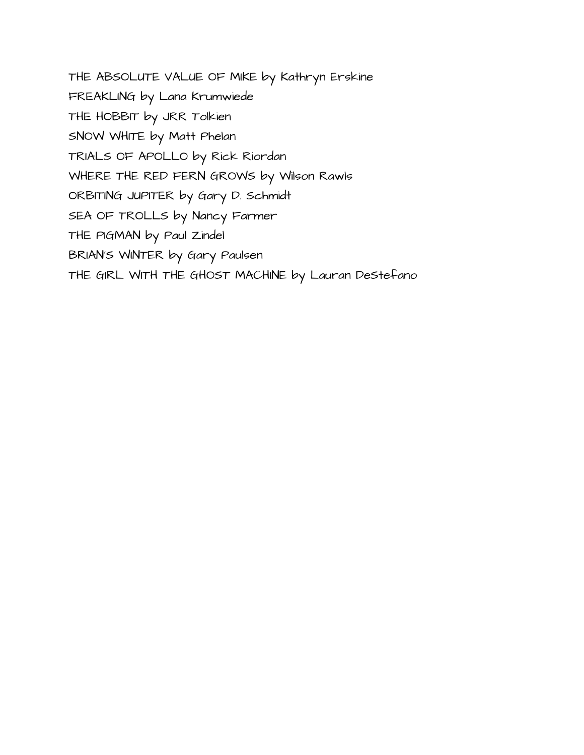THE ABSOLUTE VALUE OF MIKE by Kathryn Erskine

FREAKLING by Lana Krumwiede

THE HOBBIT by JRR Tolkien

SNOW WHITE by Matt Phelan

TRIALS OF APOLLO by Rick Riordan

WHERE THE RED FERN GROWS by Wilson Rawls

ORBITING JUPITER by Gary D. Schmidt

SEA OF TROLLS by Nancy Farmer

THE PIGMAN by Paul Zindel

BRIAN'S WINTER by Gary Paulsen

THE GIRL WITH THE GHOST MACHINE by Lauran DeStefano